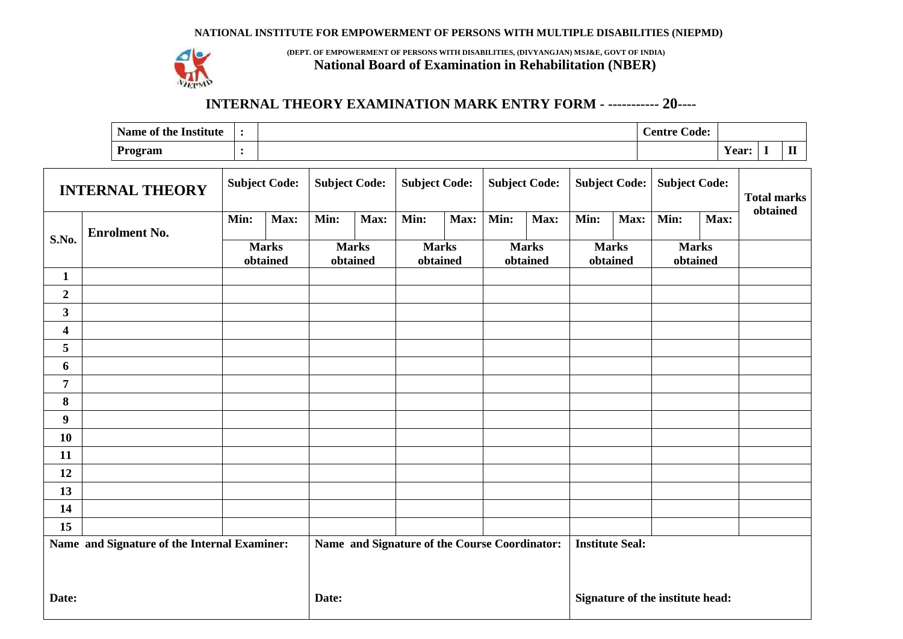**NATIONAL INSTITUTE FOR EMPOWERMENT OF PERSONS WITH MULTIPLE DISABILITIES (NIEPMD)**

**(DEPT. OF EMPOWERMENT OF PERSONS WITH DISABILITIES, (DIVYANGJAN) MSJ&E, GOVT OF INDIA)**

**National Board of Examination in Rehabilitation (NBER)**

## INTERNAL THEORY EXAMINATION MARK ENTRY FORM - ----------- 20----

| Name of the Institute | : | | Centre Code: | | | |
|---|---|---|---|---|---|---|
| Program | : | | | Year: | I | II |

| INTERNAL THEORY | | Subject Code: | | Subject Code: | | Subject Code: | | Subject Code: | | Subject Code: | | Subject Code: | | Total marks obtained |
|---|---|---|---|---|---|---|---|---|---|---|---|---|---|---|
| S.No. | Enrolment No. | Min: | Max: | Min: | Max: | Min: | Max: | Min: | Max: | Min: | Max: | Min: | Max: | |
| | | Marks obtained | | Marks obtained | | Marks obtained | | Marks obtained | | Marks obtained | | Marks obtained | | |
| 1 | | | | | | | | | | | | | | |
| 2 | | | | | | | | | | | | | | |
| 3 | | | | | | | | | | | | | | |
| 4 | | | | | | | | | | | | | | |
| 5 | | | | | | | | | | | | | | |
| 6 | | | | | | | | | | | | | | |
| 7 | | | | | | | | | | | | | | |
| 8 | | | | | | | | | | | | | | |
| 9 | | | | | | | | | | | | | | |
| 10 | | | | | | | | | | | | | | |
| 11 | | | | | | | | | | | | | | |
| 12 | | | | | | | | | | | | | | |
| 13 | | | | | | | | | | | | | | |
| 14 | | | | | | | | | | | | | | |
| 15 | | | | | | | | | | | | | | |

| Name and Signature of the Internal Examiner: | Name and Signature of the Course Coordinator: | Institute Seal: |
|---|---|---|
| Date: | Date: | Signature of the institute head: |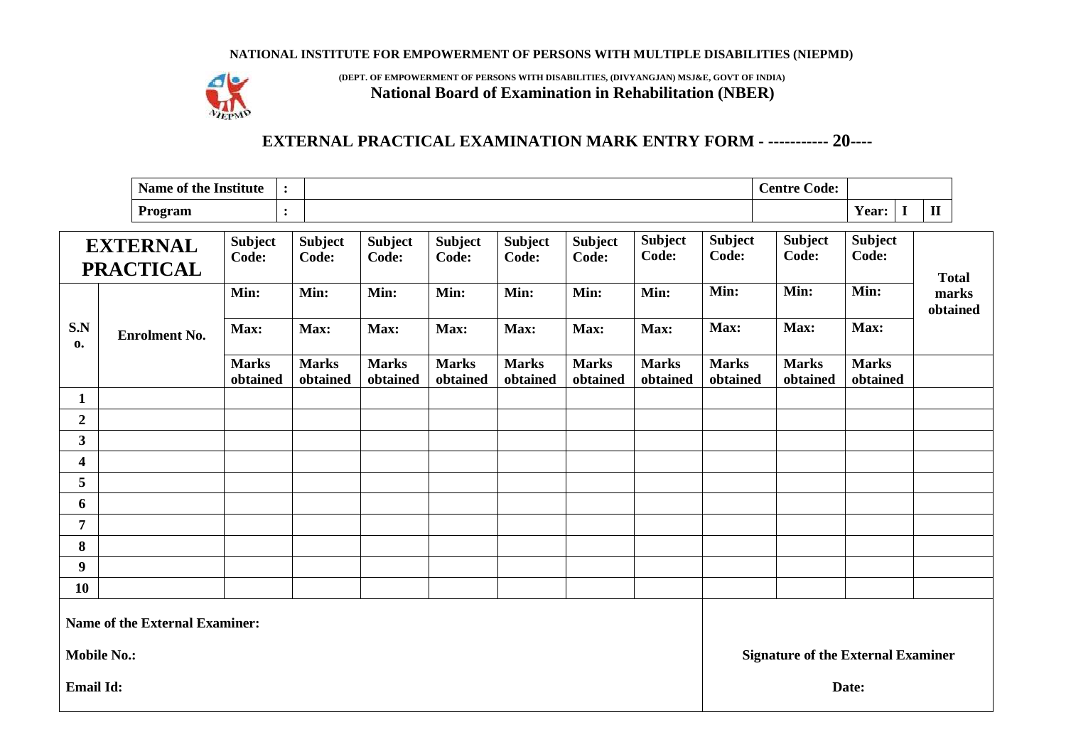**NATIONAL INSTITUTE FOR EMPOWERMENT OF PERSONS WITH MULTIPLE DISABILITIES (NIEPMD)**

**(DEPT. OF EMPOWERMENT OF PERSONS WITH DISABILITIES, (DIVYANGJAN) MSJ&E, GOVT OF INDIA)**

**National Board of Examination in Rehabilitation (NBER)**

## EXTERNAL PRACTICAL EXAMINATION MARK ENTRY FORM - ----------- 20----

| Name of the Institute | : | | Centre Code: | | | |
|---|---|---|---|---|---|---|
| Program | : | | | Year: | I | II |

| EXTERNAL PRACTICAL | | Subject Code: | Subject Code: | Subject Code: | Subject Code: | Subject Code: | Subject Code: | Subject Code: | Subject Code: | Subject Code: | Subject Code: | Total marks obtained |
|---|---|---|---|---|---|---|---|---|---|---|---|---|
| S.No. | Enrolment No. | Min: | Min: | Min: | Min: | Min: | Min: | Min: | Min: | Min: | Min: | |
| | | Max: | Max: | Max: | Max: | Max: | Max: | Max: | Max: | Max: | Max: | |
| | | Marks obtained | Marks obtained | Marks obtained | Marks obtained | Marks obtained | Marks obtained | Marks obtained | Marks obtained | Marks obtained | Marks obtained | |
| 1 | | | | | | | | | | | | |
| 2 | | | | | | | | | | | | |
| 3 | | | | | | | | | | | | |
| 4 | | | | | | | | | | | | |
| 5 | | | | | | | | | | | | |
| 6 | | | | | | | | | | | | |
| 7 | | | | | | | | | | | | |
| 8 | | | | | | | | | | | | |
| 9 | | | | | | | | | | | | |
| 10 | | | | | | | | | | | | |

**Name of the External Examiner:**

**Mobile No.:**

**Email Id:**

**Signature of the External Examiner**

**Date:**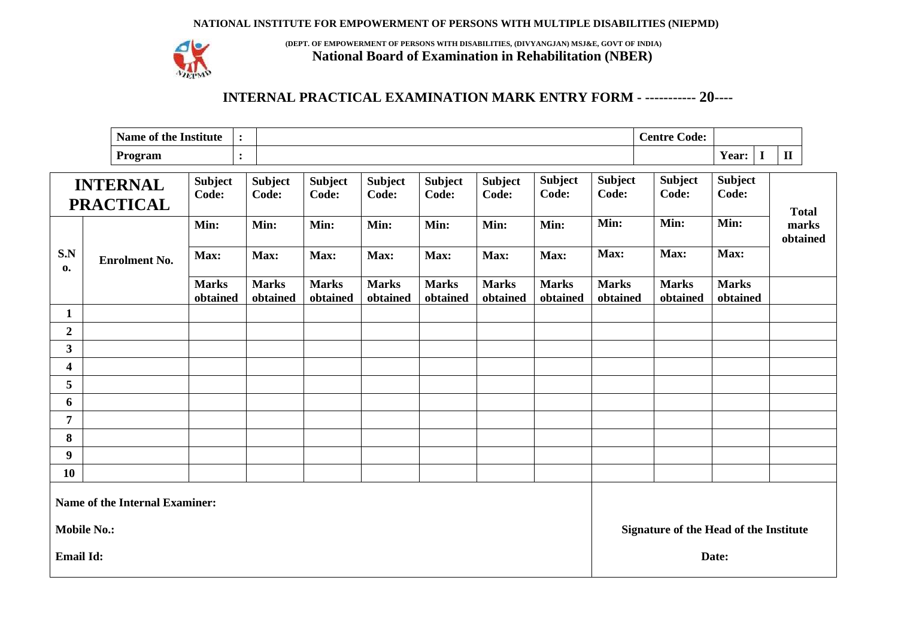**NATIONAL INSTITUTE FOR EMPOWERMENT OF PERSONS WITH MULTIPLE DISABILITIES (NIEPMD)**

**(DEPT. OF EMPOWERMENT OF PERSONS WITH DISABILITIES, (DIVYANGJAN) MSJ&E, GOVT OF INDIA)**

**National Board of Examination in Rehabilitation (NBER)**

## INTERNAL PRACTICAL EXAMINATION MARK ENTRY FORM - ----------- 20----

| | | | | | | |
|---|---|---|---|---|---|---|
| **Name of the Institute** | **:** | | **Centre Code:** | | | |
| **Program** | **:** | | | **Year:** | **I** | **II** |

| **INTERNAL PRACTICAL** | | **Subject Code:** | **Subject Code:** | **Subject Code:** | **Subject Code:** | **Subject Code:** | **Subject Code:** | **Subject Code:** | **Subject Code:** | **Subject Code:** | **Subject Code:** | **Total marks obtained** |
|---|---|---|---|---|---|---|---|---|---|---|---|---|
| **S.No.** | **Enrolment No.** | **Min:** | **Min:** | **Min:** | **Min:** | **Min:** | **Min:** | **Min:** | **Min:** | **Min:** | **Min:** | |
| | | **Max:** | **Max:** | **Max:** | **Max:** | **Max:** | **Max:** | **Max:** | **Max:** | **Max:** | **Max:** | |
| | | **Marks obtained** | **Marks obtained** | **Marks obtained** | **Marks obtained** | **Marks obtained** | **Marks obtained** | **Marks obtained** | **Marks obtained** | **Marks obtained** | **Marks obtained** | |
| **1** | | | | | | | | | | | | |
| **2** | | | | | | | | | | | | |
| **3** | | | | | | | | | | | | |
| **4** | | | | | | | | | | | | |
| **5** | | | | | | | | | | | | |
| **6** | | | | | | | | | | | | |
| **7** | | | | | | | | | | | | |
| **8** | | | | | | | | | | | | |
| **9** | | | | | | | | | | | | |
| **10** | | | | | | | | | | | | |

**Name of the Internal Examiner:**

**Mobile No.:**

**Email Id:**

**Signature of the Head of the Institute**

**Date:**